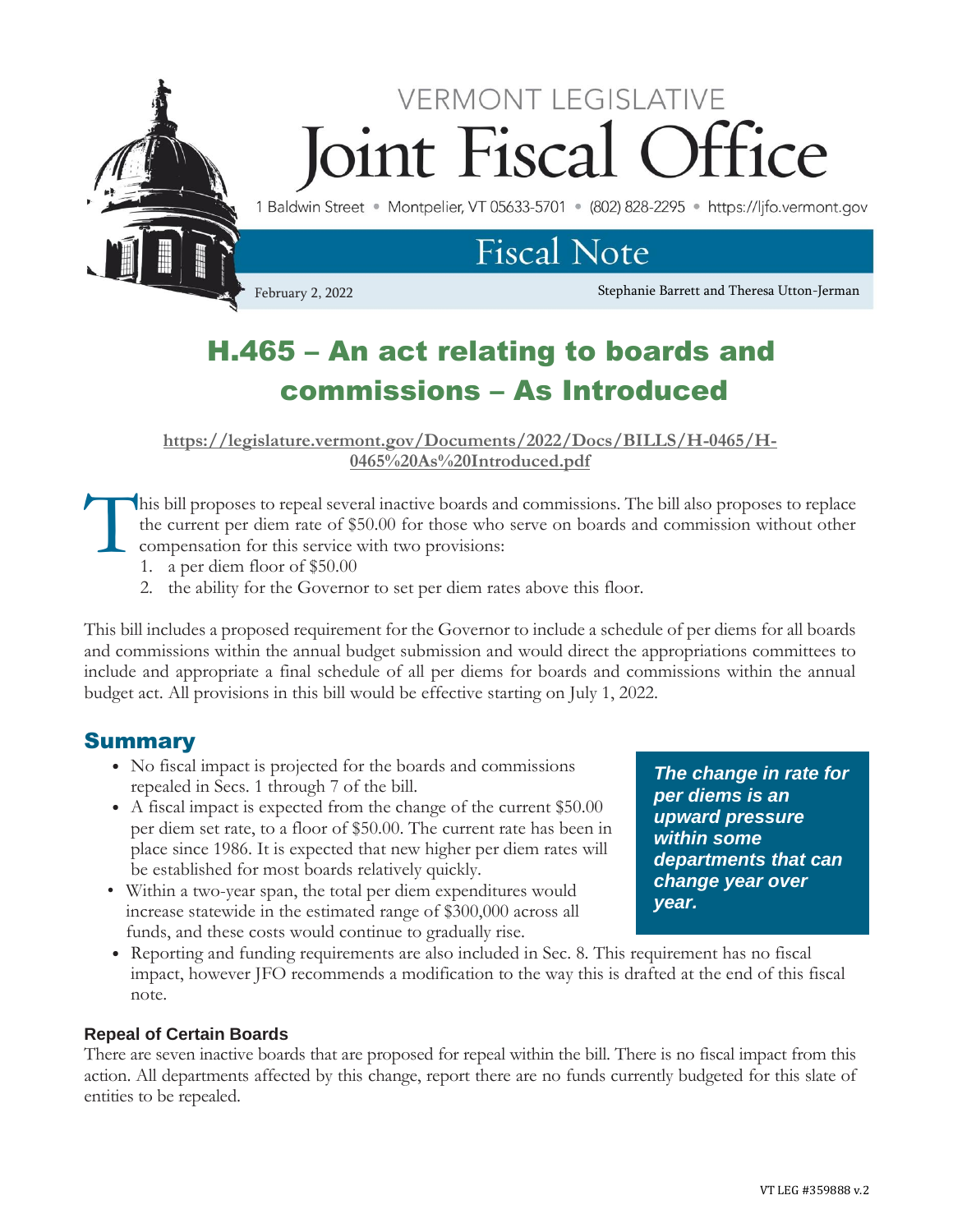VERMONT LEGISLATIVE

# Joint Fiscal Office

1 Baldwin Street • Montpelier, VT 05633-5701 • (802) 828-2295 • https://ljfo.vermont.gov

## Fiscal Note

February 2, 2022

Stephanie Barrett and Theresa Utton-Jerman

# H.465 – An act relating to boards and commissions – As Introduced

https://legislature.vermont.gov/Documents/2022/Docs/BILLS/H-0465/H-0465%20As%20Introduced.pdf

This bill proposes to repeal several inactive boards and commissions. The bill also proposes to replace the current per diem rate of $50.00 for those who serve on boards and commission without other compensation for this service with two provisions:

1. a per diem floor of $50.00
2. the ability for the Governor to set per diem rates above this floor.

This bill includes a proposed requirement for the Governor to include a schedule of per diems for all boards and commissions within the annual budget submission and would direct the appropriations committees to include and appropriate a final schedule of all per diems for boards and commissions within the annual budget act. All provisions in this bill would be effective starting on July 1, 2022.

## Summary

- No fiscal impact is projected for the boards and commissions repealed in Secs. 1 through 7 of the bill.
- A fiscal impact is expected from the change of the current $50.00 per diem set rate, to a floor of $50.00. The current rate has been in place since 1986. It is expected that new higher per diem rates will be established for most boards relatively quickly.
- Within a two-year span, the total per diem expenditures would increase statewide in the estimated range of $300,000 across all funds, and these costs would continue to gradually rise.
- Reporting and funding requirements are also included in Sec. 8. This requirement has no fiscal impact, however JFO recommends a modification to the way this is drafted at the end of this fiscal note.

***The change in rate for per diems is an upward pressure within some departments that can change year over year.***

### Repeal of Certain Boards

There are seven inactive boards that are proposed for repeal within the bill. There is no fiscal impact from this action. All departments affected by this change, report there are no funds currently budgeted for this slate of entities to be repealed.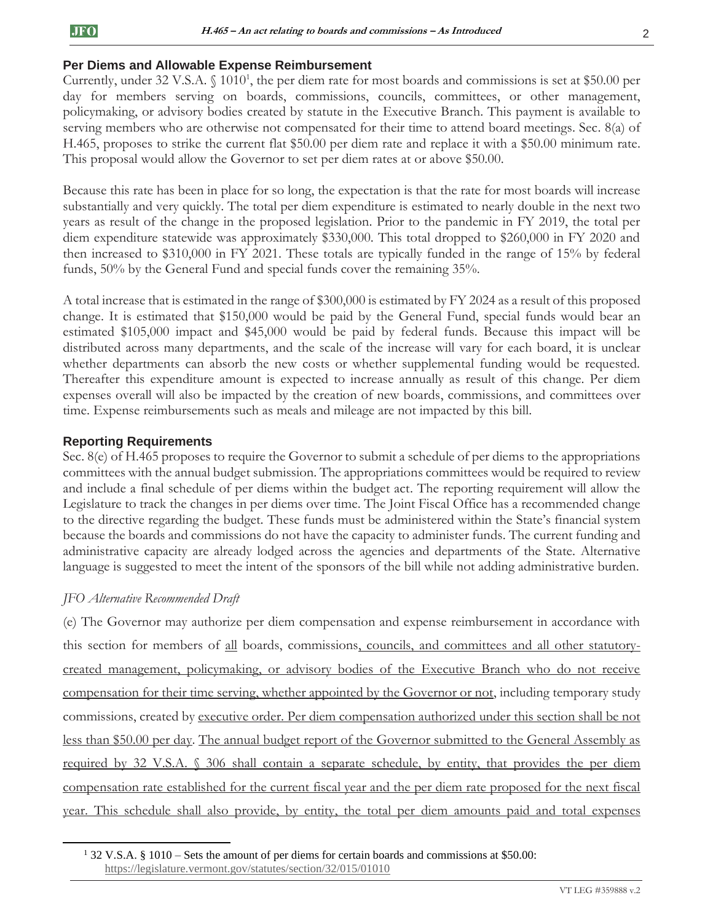## Per Diems and Allowable Expense Reimbursement

Currently, under 32 V.S.A. § 1010[1], the per diem rate for most boards and commissions is set at $50.00 per day for members serving on boards, commissions, councils, committees, or other management, policymaking, or advisory bodies created by statute in the Executive Branch. This payment is available to serving members who are otherwise not compensated for their time to attend board meetings. Sec. 8(a) of H.465, proposes to strike the current flat $50.00 per diem rate and replace it with a $50.00 minimum rate. This proposal would allow the Governor to set per diem rates at or above $50.00.

Because this rate has been in place for so long, the expectation is that the rate for most boards will increase substantially and very quickly. The total per diem expenditure is estimated to nearly double in the next two years as result of the change in the proposed legislation. Prior to the pandemic in FY 2019, the total per diem expenditure statewide was approximately $330,000. This total dropped to $260,000 in FY 2020 and then increased to $310,000 in FY 2021. These totals are typically funded in the range of 15% by federal funds, 50% by the General Fund and special funds cover the remaining 35%.

A total increase that is estimated in the range of $300,000 is estimated by FY 2024 as a result of this proposed change. It is estimated that $150,000 would be paid by the General Fund, special funds would bear an estimated $105,000 impact and $45,000 would be paid by federal funds. Because this impact will be distributed across many departments, and the scale of the increase will vary for each board, it is unclear whether departments can absorb the new costs or whether supplemental funding would be requested. Thereafter this expenditure amount is expected to increase annually as result of this change. Per diem expenses overall will also be impacted by the creation of new boards, commissions, and committees over time. Expense reimbursements such as meals and mileage are not impacted by this bill.

## Reporting Requirements

Sec. 8(e) of H.465 proposes to require the Governor to submit a schedule of per diems to the appropriations committees with the annual budget submission. The appropriations committees would be required to review and include a final schedule of per diems within the budget act. The reporting requirement will allow the Legislature to track the changes in per diems over time. The Joint Fiscal Office has a recommended change to the directive regarding the budget. These funds must be administered within the State's financial system because the boards and commissions do not have the capacity to administer funds. The current funding and administrative capacity are already lodged across the agencies and departments of the State. Alternative language is suggested to meet the intent of the sponsors of the bill while not adding administrative burden.

*JFO Alternative Recommended Draft*

(e) The Governor may authorize per diem compensation and expense reimbursement in accordance with this section for members of <u>all</u> boards, commissions<u>, councils, and committees and all other statutory-created management, policymaking, or advisory bodies of the Executive Branch who do not receive compensation for their time serving, whether appointed by the Governor or not</u>, including temporary study commissions, created by <u>executive order. Per diem compensation authorized under this section shall be not less than $50.00 per day</u>. <u>The annual budget report of the Governor submitted to the General Assembly as required by 32 V.S.A. § 306 shall contain a separate schedule, by entity, that provides the per diem compensation rate established for the current fiscal year and the per diem rate proposed for the next fiscal year. This schedule shall also provide, by entity, the total per diem amounts paid and total expenses</u>

[1] 32 V.S.A. § 1010 – Sets the amount of per diems for certain boards and commissions at $50.00: https://legislature.vermont.gov/statutes/section/32/015/01010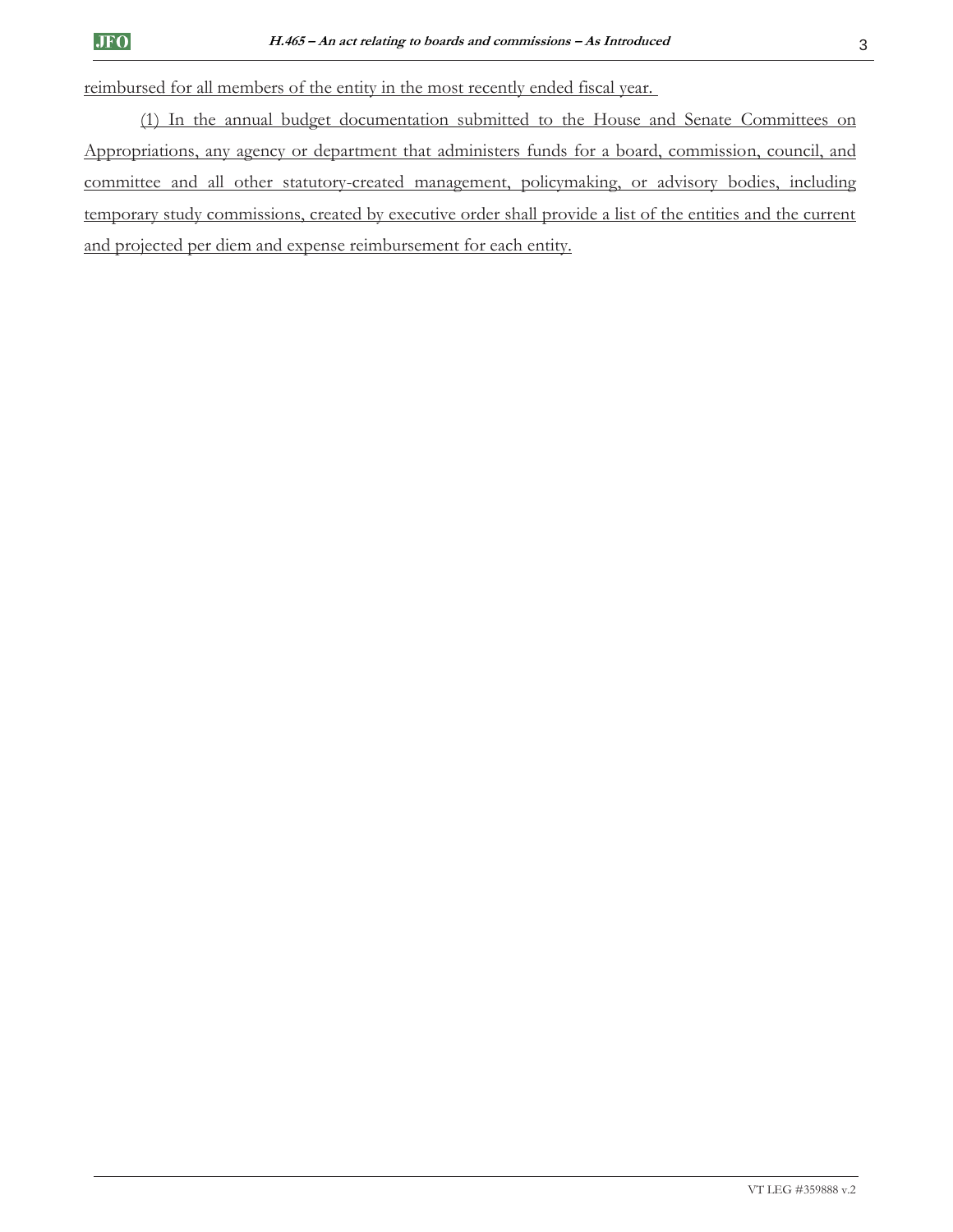reimbursed for all members of the entity in the most recently ended fiscal year.

(1) In the annual budget documentation submitted to the House and Senate Committees on Appropriations, any agency or department that administers funds for a board, commission, council, and committee and all other statutory-created management, policymaking, or advisory bodies, including temporary study commissions, created by executive order shall provide a list of the entities and the current and projected per diem and expense reimbursement for each entity.